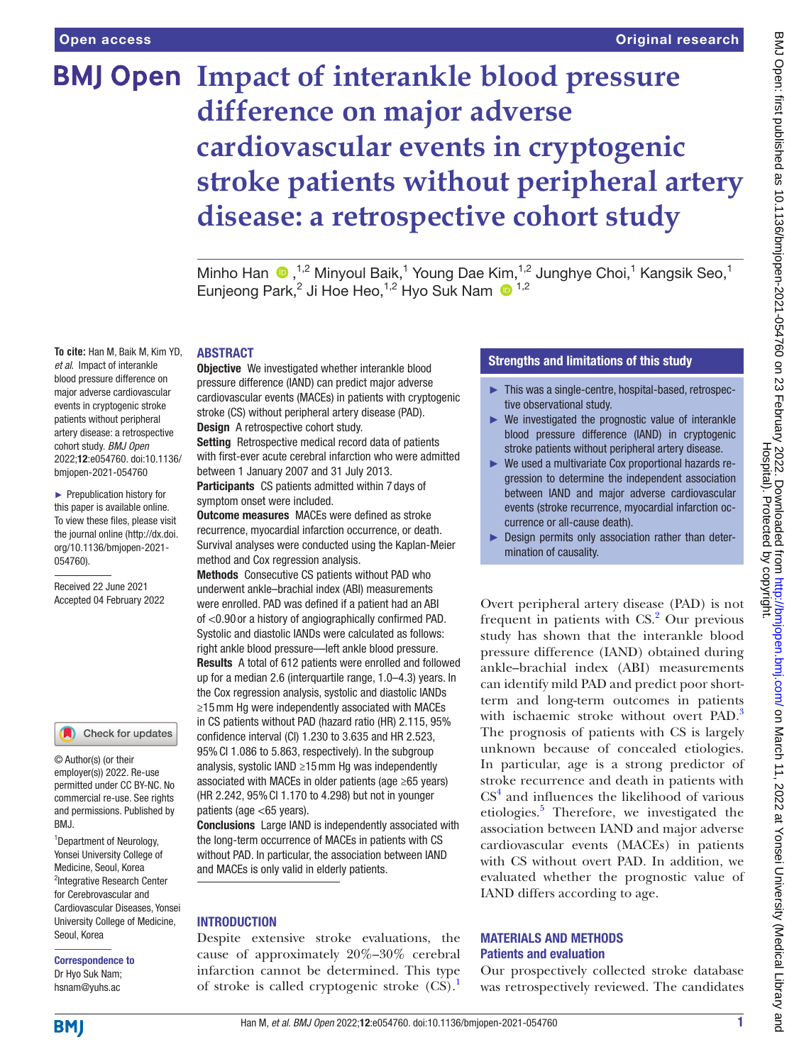Open access

Original research

# Impact of interankle blood pressure difference on major adverse cardiovascular events in cryptogenic stroke patients without peripheral artery disease: a retrospective cohort study

Minho Han ,[1,2] Minyoul Baik,[1] Young Dae Kim,[1,2] Junghye Choi,[1] Kangsik Seo,[1] Eunjeong Park,[2] Ji Hoe Heo,[1,2] Hyo Suk Nam [1,2]

**To cite:** Han M, Baik M, Kim YD, *et al*. Impact of interankle blood pressure difference on major adverse cardiovascular events in cryptogenic stroke patients without peripheral artery disease: a retrospective cohort study. *BMJ Open* 2022;**12**:e054760. doi:10.1136/bmjopen-2021-054760

► Prepublication history for this paper is available online. To view these files, please visit the journal online (http://dx.doi.org/10.1136/bmjopen-2021-054760).

Received 22 June 2021
Accepted 04 February 2022

© Author(s) (or their employer(s)) 2022. Re-use permitted under CC BY-NC. No commercial re-use. See rights and permissions. Published by BMJ.

[1]Department of Neurology, Yonsei University College of Medicine, Seoul, Korea
[2]Integrative Research Center for Cerebrovascular and Cardiovascular Diseases, Yonsei University College of Medicine, Seoul, Korea

**Correspondence to**
Dr Hyo Suk Nam;
hsnam@yuhs.ac

## ABSTRACT

**Objective** We investigated whether interankle blood pressure difference (IAND) can predict major adverse cardiovascular events (MACEs) in patients with cryptogenic stroke (CS) without peripheral artery disease (PAD).
**Design** A retrospective cohort study.
**Setting** Retrospective medical record data of patients with first-ever acute cerebral infarction who were admitted between 1 January 2007 and 31 July 2013.
**Participants** CS patients admitted within 7 days of symptom onset were included.
**Outcome measures** MACEs were defined as stroke recurrence, myocardial infarction occurrence, or death. Survival analyses were conducted using the Kaplan-Meier method and Cox regression analysis.
**Methods** Consecutive CS patients without PAD who underwent ankle–brachial index (ABI) measurements were enrolled. PAD was defined if a patient had an ABI of <0.90 or a history of angiographically confirmed PAD. Systolic and diastolic IANDs were calculated as follows: right ankle blood pressure—left ankle blood pressure.
**Results** A total of 612 patients were enrolled and followed up for a median 2.6 (interquartile range, 1.0–4.3) years. In the Cox regression analysis, systolic and diastolic IANDs ≥15 mm Hg were independently associated with MACEs in CS patients without PAD (hazard ratio (HR) 2.115, 95% confidence interval (CI) 1.230 to 3.635 and HR 2.523, 95% CI 1.086 to 5.863, respectively). In the subgroup analysis, systolic IAND ≥15 mm Hg was independently associated with MACEs in older patients (age ≥65 years) (HR 2.242, 95% CI 1.170 to 4.298) but not in younger patients (age <65 years).
**Conclusions** Large IAND is independently associated with the long-term occurrence of MACEs in patients with CS without PAD. In particular, the association between IAND and MACEs is only valid in elderly patients.

### Strengths and limitations of this study

- ► This was a single-centre, hospital-based, retrospective observational study.
- ► We investigated the prognostic value of interankle blood pressure difference (IAND) in cryptogenic stroke patients without peripheral artery disease.
- ► We used a multivariate Cox proportional hazards regression to determine the independent association between IAND and major adverse cardiovascular events (stroke recurrence, myocardial infarction occurrence or all-cause death).
- ► Design permits only association rather than determination of causality.

## INTRODUCTION

Despite extensive stroke evaluations, the cause of approximately 20%–30% cerebral infarction cannot be determined. This type of stroke is called cryptogenic stroke (CS).[1] Overt peripheral artery disease (PAD) is not frequent in patients with CS.[2] Our previous study has shown that the interankle blood pressure difference (IAND) obtained during ankle–brachial index (ABI) measurements can identify mild PAD and predict poor short-term and long-term outcomes in patients with ischaemic stroke without overt PAD.[3] The prognosis of patients with CS is largely unknown because of concealed etiologies. In particular, age is a strong predictor of stroke recurrence and death in patients with CS[4] and influences the likelihood of various etiologies.[5] Therefore, we investigated the association between IAND and major adverse cardiovascular events (MACEs) in patients with CS without overt PAD. In addition, we evaluated whether the prognostic value of IAND differs according to age.

## MATERIALS AND METHODS

### Patients and evaluation

Our prospectively collected stroke database was retrospectively reviewed. The candidates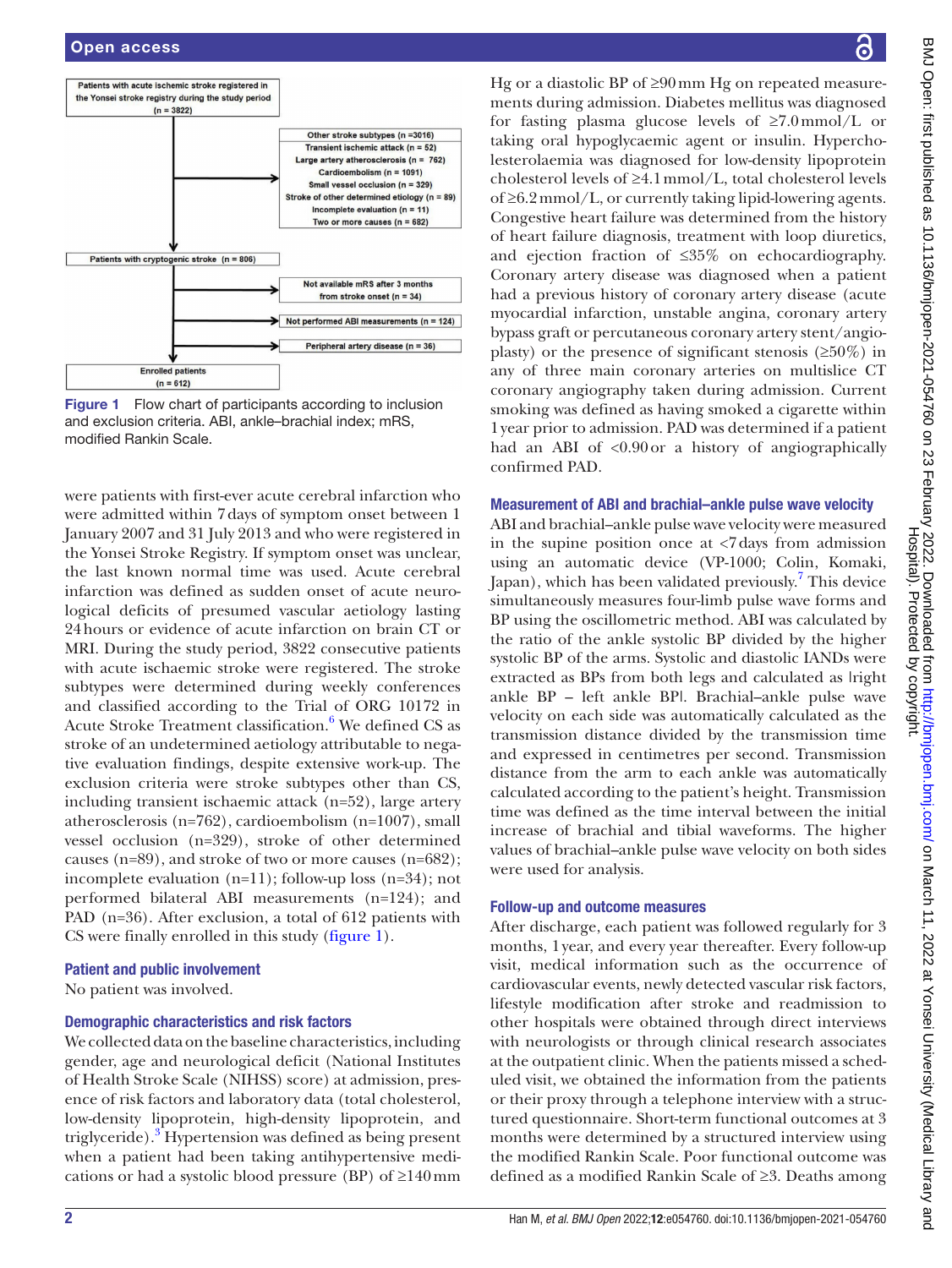Patients with acute ischemic stroke registered in the Yonsei stroke registry during the study period (n = 3822)

Other stroke subtypes (n =3016)
Transient ischemic attack (n = 52)
Large artery atherosclerosis (n = 762)
Cardioembolism (n = 1091)
Small vessel occlusion (n = 329)
Stroke of other determined etiology (n = 89)
Incomplete evaluation (n = 11)
Two or more causes (n = 682)

Patients with cryptogenic stroke (n = 806)

Not available mRS after 3 months from stroke onset (n = 34)

Not performed ABI measurements (n = 124)

Peripheral artery disease (n = 36)

Enrolled patients (n = 612)

**Figure 1** Flow chart of participants according to inclusion and exclusion criteria. ABI, ankle–brachial index; mRS, modified Rankin Scale.

were patients with first-ever acute cerebral infarction who were admitted within 7 days of symptom onset between 1 January 2007 and 31 July 2013 and who were registered in the Yonsei Stroke Registry. If symptom onset was unclear, the last known normal time was used. Acute cerebral infarction was defined as sudden onset of acute neurological deficits of presumed vascular aetiology lasting 24 hours or evidence of acute infarction on brain CT or MRI. During the study period, 3822 consecutive patients with acute ischaemic stroke were registered. The stroke subtypes were determined during weekly conferences and classified according to the Trial of ORG 10172 in Acute Stroke Treatment classification.[6] We defined CS as stroke of an undetermined aetiology attributable to negative evaluation findings, despite extensive work-up. The exclusion criteria were stroke subtypes other than CS, including transient ischaemic attack (n=52), large artery atherosclerosis (n=762), cardioembolism (n=1007), small vessel occlusion (n=329), stroke of other determined causes (n=89), and stroke of two or more causes (n=682); incomplete evaluation (n=11); follow-up loss (n=34); not performed bilateral ABI measurements (n=124); and PAD (n=36). After exclusion, a total of 612 patients with CS were finally enrolled in this study (figure 1).

### Patient and public involvement

No patient was involved.

### Demographic characteristics and risk factors

We collected data on the baseline characteristics, including gender, age and neurological deficit (National Institutes of Health Stroke Scale (NIHSS) score) at admission, presence of risk factors and laboratory data (total cholesterol, low-density lipoprotein, high-density lipoprotein, and triglyceride).[3] Hypertension was defined as being present when a patient had been taking antihypertensive medications or had a systolic blood pressure (BP) of ≥140 mm Hg or a diastolic BP of ≥90 mm Hg on repeated measurements during admission. Diabetes mellitus was diagnosed for fasting plasma glucose levels of ≥7.0 mmol/L or taking oral hypoglycaemic agent or insulin. Hypercholesterolaemia was diagnosed for low-density lipoprotein cholesterol levels of ≥4.1 mmol/L, total cholesterol levels of ≥6.2 mmol/L, or currently taking lipid-lowering agents. Congestive heart failure was determined from the history of heart failure diagnosis, treatment with loop diuretics, and ejection fraction of ≤35% on echocardiography. Coronary artery disease was diagnosed when a patient had a previous history of coronary artery disease (acute myocardial infarction, unstable angina, coronary artery bypass graft or percutaneous coronary artery stent/angioplasty) or the presence of significant stenosis (≥50%) in any of three main coronary arteries on multislice CT coronary angiography taken during admission. Current smoking was defined as having smoked a cigarette within 1 year prior to admission. PAD was determined if a patient had an ABI of <0.90 or a history of angiographically confirmed PAD.

### Measurement of ABI and brachial–ankle pulse wave velocity

ABI and brachial–ankle pulse wave velocity were measured in the supine position once at <7 days from admission using an automatic device (VP-1000; Colin, Komaki, Japan), which has been validated previously.[7] This device simultaneously measures four-limb pulse wave forms and BP using the oscillometric method. ABI was calculated by the ratio of the ankle systolic BP divided by the higher systolic BP of the arms. Systolic and diastolic IANDs were extracted as BPs from both legs and calculated as |right ankle BP − left ankle BP|. Brachial–ankle pulse wave velocity on each side was automatically calculated as the transmission distance divided by the transmission time and expressed in centimetres per second. Transmission distance from the arm to each ankle was automatically calculated according to the patient's height. Transmission time was defined as the time interval between the initial increase of brachial and tibial waveforms. The higher values of brachial–ankle pulse wave velocity on both sides were used for analysis.

### Follow-up and outcome measures

After discharge, each patient was followed regularly for 3 months, 1 year, and every year thereafter. Every follow-up visit, medical information such as the occurrence of cardiovascular events, newly detected vascular risk factors, lifestyle modification after stroke and readmission to other hospitals were obtained through direct interviews with neurologists or through clinical research associates at the outpatient clinic. When the patients missed a scheduled visit, we obtained the information from the patients or their proxy through a telephone interview with a structured questionnaire. Short-term functional outcomes at 3 months were determined by a structured interview using the modified Rankin Scale. Poor functional outcome was defined as a modified Rankin Scale of ≥3. Deaths among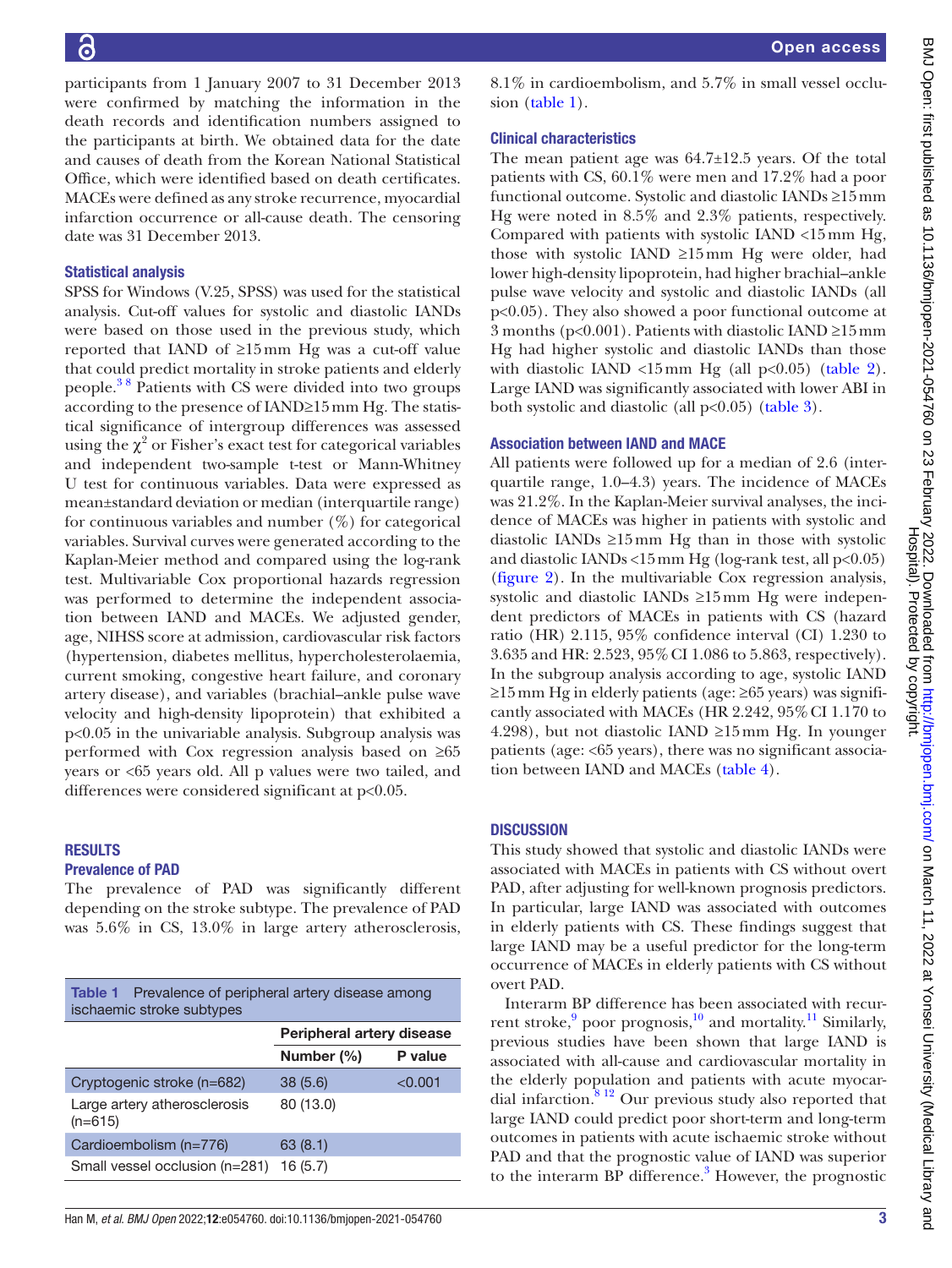participants from 1 January 2007 to 31 December 2013 were confirmed by matching the information in the death records and identification numbers assigned to the participants at birth. We obtained data for the date and causes of death from the Korean National Statistical Office, which were identified based on death certificates. MACEs were defined as any stroke recurrence, myocardial infarction occurrence or all-cause death. The censoring date was 31 December 2013.

### Statistical analysis

SPSS for Windows (V.25, SPSS) was used for the statistical analysis. Cut-off values for systolic and diastolic IANDs were based on those used in the previous study, which reported that IAND of ≥15 mm Hg was a cut-off value that could predict mortality in stroke patients and elderly people.[3,8] Patients with CS were divided into two groups according to the presence of IAND≥15 mm Hg. The statistical significance of intergroup differences was assessed using the $\chi^2$ or Fisher's exact test for categorical variables and independent two-sample t-test or Mann-Whitney U test for continuous variables. Data were expressed as mean±standard deviation or median (interquartile range) for continuous variables and number (%) for categorical variables. Survival curves were generated according to the Kaplan-Meier method and compared using the log-rank test. Multivariable Cox proportional hazards regression was performed to determine the independent association between IAND and MACEs. We adjusted gender, age, NIHSS score at admission, cardiovascular risk factors (hypertension, diabetes mellitus, hypercholesterolaemia, current smoking, congestive heart failure, and coronary artery disease), and variables (brachial–ankle pulse wave velocity and high-density lipoprotein) that exhibited a p<0.05 in the univariable analysis. Subgroup analysis was performed with Cox regression analysis based on ≥65 years or <65 years old. All p values were two tailed, and differences were considered significant at p<0.05.

## RESULTS

### Prevalence of PAD

The prevalence of PAD was significantly different depending on the stroke subtype. The prevalence of PAD was 5.6% in CS, 13.0% in large artery atherosclerosis, 8.1% in cardioembolism, and 5.7% in small vessel occlusion (table 1).

Table 1 Prevalence of peripheral artery disease among ischaemic stroke subtypes

| | Peripheral artery disease | |
|---|---|---|
| | Number (%) | P value |
| Cryptogenic stroke (n=682) | 38 (5.6) | <0.001 |
| Large artery atherosclerosis (n=615) | 80 (13.0) | |
| Cardioembolism (n=776) | 63 (8.1) | |
| Small vessel occlusion (n=281) | 16 (5.7) | |

### Clinical characteristics

The mean patient age was 64.7±12.5 years. Of the total patients with CS, 60.1% were men and 17.2% had a poor functional outcome. Systolic and diastolic IANDs ≥15 mm Hg were noted in 8.5% and 2.3% patients, respectively. Compared with patients with systolic IAND <15 mm Hg, those with systolic IAND ≥15 mm Hg were older, had lower high-density lipoprotein, had higher brachial–ankle pulse wave velocity and systolic and diastolic IANDs (all p<0.05). They also showed a poor functional outcome at 3 months (p<0.001). Patients with diastolic IAND ≥15 mm Hg had higher systolic and diastolic IANDs than those with diastolic IAND <15 mm Hg (all p<0.05) (table 2). Large IAND was significantly associated with lower ABI in both systolic and diastolic (all p<0.05) (table 3).

### Association between IAND and MACE

All patients were followed up for a median of 2.6 (interquartile range, 1.0–4.3) years. The incidence of MACEs was 21.2%. In the Kaplan-Meier survival analyses, the incidence of MACEs was higher in patients with systolic and diastolic IANDs ≥15 mm Hg than in those with systolic and diastolic IANDs <15 mm Hg (log-rank test, all p<0.05) (figure 2). In the multivariable Cox regression analysis, systolic and diastolic IANDs ≥15 mm Hg were independent predictors of MACEs in patients with CS (hazard ratio (HR) 2.115, 95% confidence interval (CI) 1.230 to 3.635 and HR: 2.523, 95% CI 1.086 to 5.863, respectively). In the subgroup analysis according to age, systolic IAND ≥15 mm Hg in elderly patients (age: ≥65 years) was significantly associated with MACEs (HR 2.242, 95% CI 1.170 to 4.298), but not diastolic IAND ≥15 mm Hg. In younger patients (age: <65 years), there was no significant association between IAND and MACEs (table 4).

## DISCUSSION

This study showed that systolic and diastolic IANDs were associated with MACEs in patients with CS without overt PAD, after adjusting for well-known prognosis predictors. In particular, large IAND was associated with outcomes in elderly patients with CS. These findings suggest that large IAND may be a useful predictor for the long-term occurrence of MACEs in elderly patients with CS without overt PAD.

Interarm BP difference has been associated with recurrent stroke,[9] poor prognosis,[10] and mortality.[11] Similarly, previous studies have been shown that large IAND is associated with all-cause and cardiovascular mortality in the elderly population and patients with acute myocardial infarction.[8,12] Our previous study also reported that large IAND could predict poor short-term and long-term outcomes in patients with acute ischaemic stroke without PAD and that the prognostic value of IAND was superior to the interarm BP difference.[3] However, the prognostic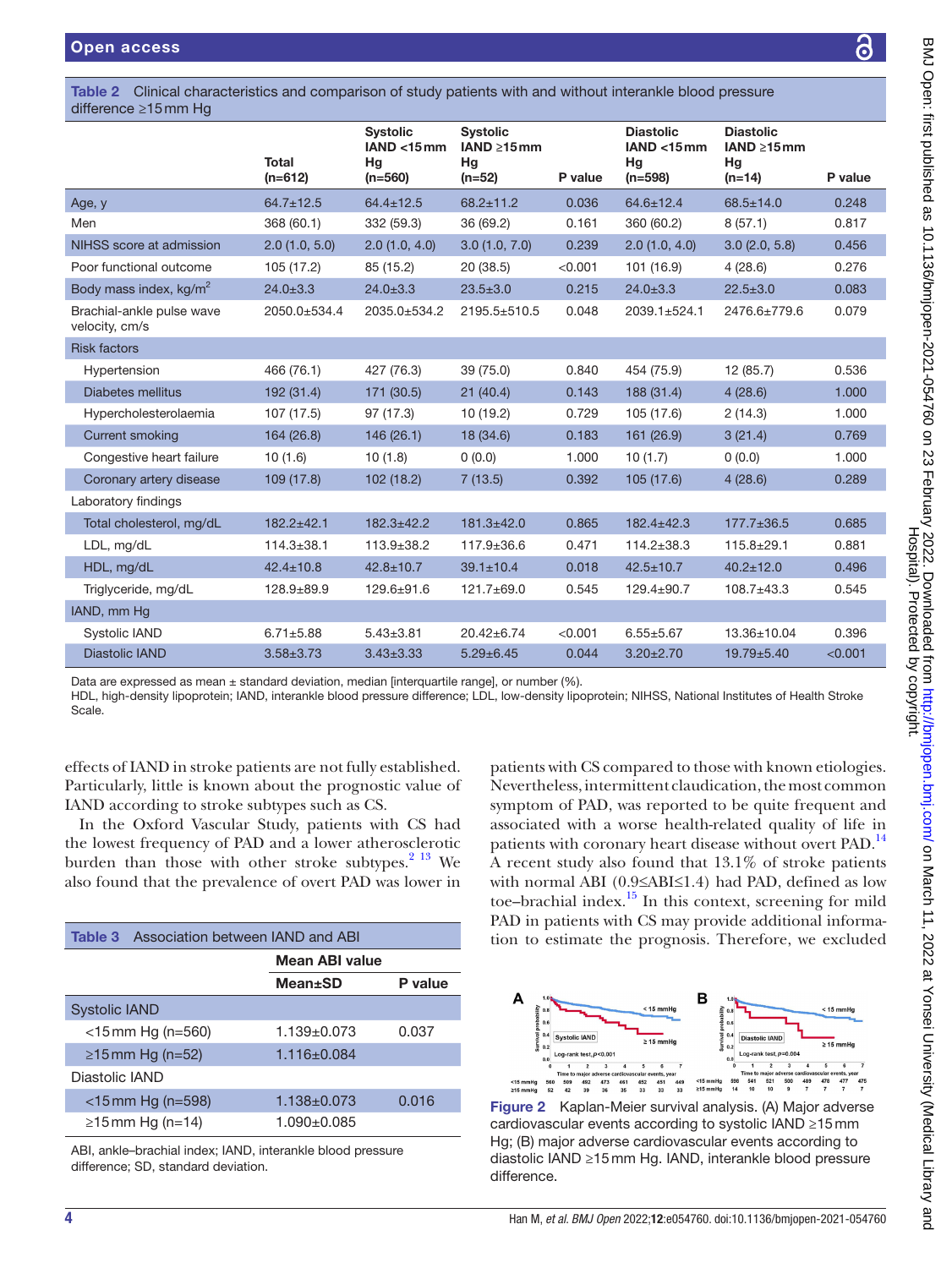**Table 2** Clinical characteristics and comparison of study patients with and without interankle blood pressure difference ≥15 mm Hg

| | Total (n=612) | Systolic IAND <15 mm Hg (n=560) | Systolic IAND ≥15 mm Hg (n=52) | P value | Diastolic IAND <15 mm Hg (n=598) | Diastolic IAND ≥15 mm Hg (n=14) | P value |
|---|---|---|---|---|---|---|---|
| Age, y | 64.7±12.5 | 64.4±12.5 | 68.2±11.2 | 0.036 | 64.6±12.4 | 68.5±14.0 | 0.248 |
| Men | 368 (60.1) | 332 (59.3) | 36 (69.2) | 0.161 | 360 (60.2) | 8 (57.1) | 0.817 |
| NIHSS score at admission | 2.0 (1.0, 5.0) | 2.0 (1.0, 4.0) | 3.0 (1.0, 7.0) | 0.239 | 2.0 (1.0, 4.0) | 3.0 (2.0, 5.8) | 0.456 |
| Poor functional outcome | 105 (17.2) | 85 (15.2) | 20 (38.5) | <0.001 | 101 (16.9) | 4 (28.6) | 0.276 |
| Body mass index, kg/m$^2$ | 24.0±3.3 | 24.0±3.3 | 23.5±3.0 | 0.215 | 24.0±3.3 | 22.5±3.0 | 0.083 |
| Brachial-ankle pulse wave velocity, cm/s | 2050.0±534.4 | 2035.0±534.2 | 2195.5±510.5 | 0.048 | 2039.1±524.1 | 2476.6±779.6 | 0.079 |
| Risk factors | | | | | | | |
| Hypertension | 466 (76.1) | 427 (76.3) | 39 (75.0) | 0.840 | 454 (75.9) | 12 (85.7) | 0.536 |
| Diabetes mellitus | 192 (31.4) | 171 (30.5) | 21 (40.4) | 0.143 | 188 (31.4) | 4 (28.6) | 1.000 |
| Hypercholesterolaemia | 107 (17.5) | 97 (17.3) | 10 (19.2) | 0.729 | 105 (17.6) | 2 (14.3) | 1.000 |
| Current smoking | 164 (26.8) | 146 (26.1) | 18 (34.6) | 0.183 | 161 (26.9) | 3 (21.4) | 0.769 |
| Congestive heart failure | 10 (1.6) | 10 (1.8) | 0 (0.0) | 1.000 | 10 (1.7) | 0 (0.0) | 1.000 |
| Coronary artery disease | 109 (17.8) | 102 (18.2) | 7 (13.5) | 0.392 | 105 (17.6) | 4 (28.6) | 0.289 |
| Laboratory findings | | | | | | | |
| Total cholesterol, mg/dL | 182.2±42.1 | 182.3±42.2 | 181.3±42.0 | 0.865 | 182.4±42.3 | 177.7±36.5 | 0.685 |
| LDL, mg/dL | 114.3±38.1 | 113.9±38.2 | 117.9±36.6 | 0.471 | 114.2±38.3 | 115.8±29.1 | 0.881 |
| HDL, mg/dL | 42.4±10.8 | 42.8±10.7 | 39.1±10.4 | 0.018 | 42.5±10.7 | 40.2±12.0 | 0.496 |
| Triglyceride, mg/dL | 128.9±89.9 | 129.6±91.6 | 121.7±69.0 | 0.545 | 129.4±90.7 | 108.7±43.3 | 0.545 |
| IAND, mm Hg | | | | | | | |
| Systolic IAND | 6.71±5.88 | 5.43±3.81 | 20.42±6.74 | <0.001 | 6.55±5.67 | 13.36±10.04 | 0.396 |
| Diastolic IAND | 3.58±3.73 | 3.43±3.33 | 5.29±6.45 | 0.044 | 3.20±2.70 | 19.79±5.40 | <0.001 |

Data are expressed as mean ± standard deviation, median [interquartile range], or number (%).
HDL, high-density lipoprotein; IAND, interankle blood pressure difference; LDL, low-density lipoprotein; NIHSS, National Institutes of Health Stroke Scale.

effects of IAND in stroke patients are not fully established. Particularly, little is known about the prognostic value of IAND according to stroke subtypes such as CS.

In the Oxford Vascular Study, patients with CS had the lowest frequency of PAD and a lower atherosclerotic burden than those with other stroke subtypes.[2 13] We also found that the prevalence of overt PAD was lower in patients with CS compared to those with known etiologies. Nevertheless, intermittent claudication, the most common symptom of PAD, was reported to be quite frequent and associated with a worse health-related quality of life in patients with coronary heart disease without overt PAD.[14] A recent study also found that 13.1% of stroke patients with normal ABI (0.9≤ABI≤1.4) had PAD, defined as low toe–brachial index.[15] In this context, screening for mild PAD in patients with CS may provide additional information to estimate the prognosis. Therefore, we excluded

**Table 3** Association between IAND and ABI

| | Mean ABI value | |
|---|---|---|
| | Mean±SD | P value |
| Systolic IAND | | |
| <15 mm Hg (n=560) | 1.139±0.073 | 0.037 |
| ≥15 mm Hg (n=52) | 1.116±0.084 | |
| Diastolic IAND | | |
| <15 mm Hg (n=598) | 1.138±0.073 | 0.016 |
| ≥15 mm Hg (n=14) | 1.090±0.085 | |

ABI, ankle–brachial index; IAND, interankle blood pressure difference; SD, standard deviation.

**Figure 2** Kaplan-Meier survival analysis. (A) Major adverse cardiovascular events according to systolic IAND ≥15 mm Hg; (B) major adverse cardiovascular events according to diastolic IAND ≥15 mm Hg. IAND, interankle blood pressure difference.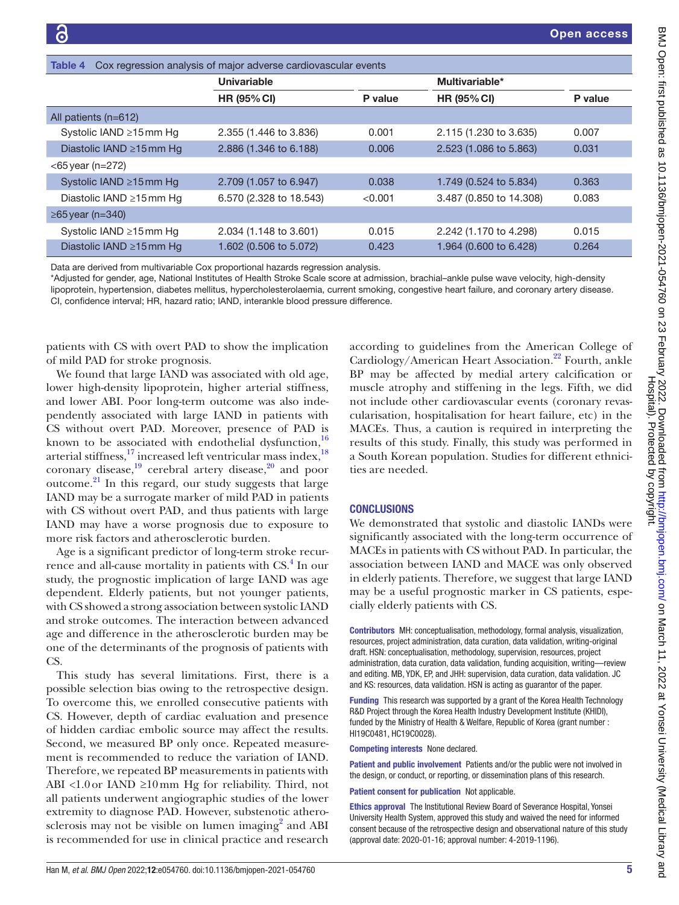Table 4 Cox regression analysis of major adverse cardiovascular events

| | Univariable | | Multivariable* | |
|---|---|---|---|---|
| | HR (95% CI) | P value | HR (95% CI) | P value |
| All patients (n=612) | | | | |
| Systolic IAND ≥15 mm Hg | 2.355 (1.446 to 3.836) | 0.001 | 2.115 (1.230 to 3.635) | 0.007 |
| Diastolic IAND ≥15 mm Hg | 2.886 (1.346 to 6.188) | 0.006 | 2.523 (1.086 to 5.863) | 0.031 |
| <65 year (n=272) | | | | |
| Systolic IAND ≥15 mm Hg | 2.709 (1.057 to 6.947) | 0.038 | 1.749 (0.524 to 5.834) | 0.363 |
| Diastolic IAND ≥15 mm Hg | 6.570 (2.328 to 18.543) | <0.001 | 3.487 (0.850 to 14.308) | 0.083 |
| ≥65 year (n=340) | | | | |
| Systolic IAND ≥15 mm Hg | 2.034 (1.148 to 3.601) | 0.015 | 2.242 (1.170 to 4.298) | 0.015 |
| Diastolic IAND ≥15 mm Hg | 1.602 (0.506 to 5.072) | 0.423 | 1.964 (0.600 to 6.428) | 0.264 |

Data are derived from multivariable Cox proportional hazards regression analysis.
*Adjusted for gender, age, National Institutes of Health Stroke Scale score at admission, brachial–ankle pulse wave velocity, high-density lipoprotein, hypertension, diabetes mellitus, hypercholesterolaemia, current smoking, congestive heart failure, and coronary artery disease.
CI, confidence interval; HR, hazard ratio; IAND, interankle blood pressure difference.

patients with CS with overt PAD to show the implication of mild PAD for stroke prognosis.

We found that large IAND was associated with old age, lower high-density lipoprotein, higher arterial stiffness, and lower ABI. Poor long-term outcome was also independently associated with large IAND in patients with CS without overt PAD. Moreover, presence of PAD is known to be associated with endothelial dysfunction,[16] arterial stiffness,[17] increased left ventricular mass index,[18] coronary disease,[19] cerebral artery disease,[20] and poor outcome.[21] In this regard, our study suggests that large IAND may be a surrogate marker of mild PAD in patients with CS without overt PAD, and thus patients with large IAND may have a worse prognosis due to exposure to more risk factors and atherosclerotic burden.

Age is a significant predictor of long-term stroke recurrence and all-cause mortality in patients with CS.[4] In our study, the prognostic implication of large IAND was age dependent. Elderly patients, but not younger patients, with CS showed a strong association between systolic IAND and stroke outcomes. The interaction between advanced age and difference in the atherosclerotic burden may be one of the determinants of the prognosis of patients with CS.

This study has several limitations. First, there is a possible selection bias owing to the retrospective design. To overcome this, we enrolled consecutive patients with CS. However, depth of cardiac evaluation and presence of hidden cardiac embolic source may affect the results. Second, we measured BP only once. Repeated measurement is recommended to reduce the variation of IAND. Therefore, we repeated BP measurements in patients with ABI <1.0 or IAND ≥10 mm Hg for reliability. Third, not all patients underwent angiographic studies of the lower extremity to diagnose PAD. However, substenotic atherosclerosis may not be visible on lumen imaging[2] and ABI is recommended for use in clinical practice and research according to guidelines from the American College of Cardiology/American Heart Association.[22] Fourth, ankle BP may be affected by medial artery calcification or muscle atrophy and stiffening in the legs. Fifth, we did not include other cardiovascular events (coronary revascularisation, hospitalisation for heart failure, etc) in the MACEs. Thus, a caution is required in interpreting the results of this study. Finally, this study was performed in a South Korean population. Studies for different ethnicities are needed.

## CONCLUSIONS

We demonstrated that systolic and diastolic IANDs were significantly associated with the long-term occurrence of MACEs in patients with CS without PAD. In particular, the association between IAND and MACE was only observed in elderly patients. Therefore, we suggest that large IAND may be a useful prognostic marker in CS patients, especially elderly patients with CS.

**Contributors** MH: conceptualisation, methodology, formal analysis, visualization, resources, project administration, data curation, data validation, writing-original draft. HSN: conceptualisation, methodology, supervision, resources, project administration, data curation, data validation, funding acquisition, writing—review and editing. MB, YDK, EP, and JHH: supervision, data curation, data validation. JC and KS: resources, data validation. HSN is acting as guarantor of the paper.

**Funding** This research was supported by a grant of the Korea Health Technology R&D Project through the Korea Health Industry Development Institute (KHIDI), funded by the Ministry of Health & Welfare, Republic of Korea (grant number : HI19C0481, HC19C0028).

**Competing interests** None declared.

**Patient and public involvement** Patients and/or the public were not involved in the design, or conduct, or reporting, or dissemination plans of this research.

**Patient consent for publication** Not applicable.

**Ethics approval** The Institutional Review Board of Severance Hospital, Yonsei University Health System, approved this study and waived the need for informed consent because of the retrospective design and observational nature of this study (approval date: 2020-01-16; approval number: 4-2019-1196).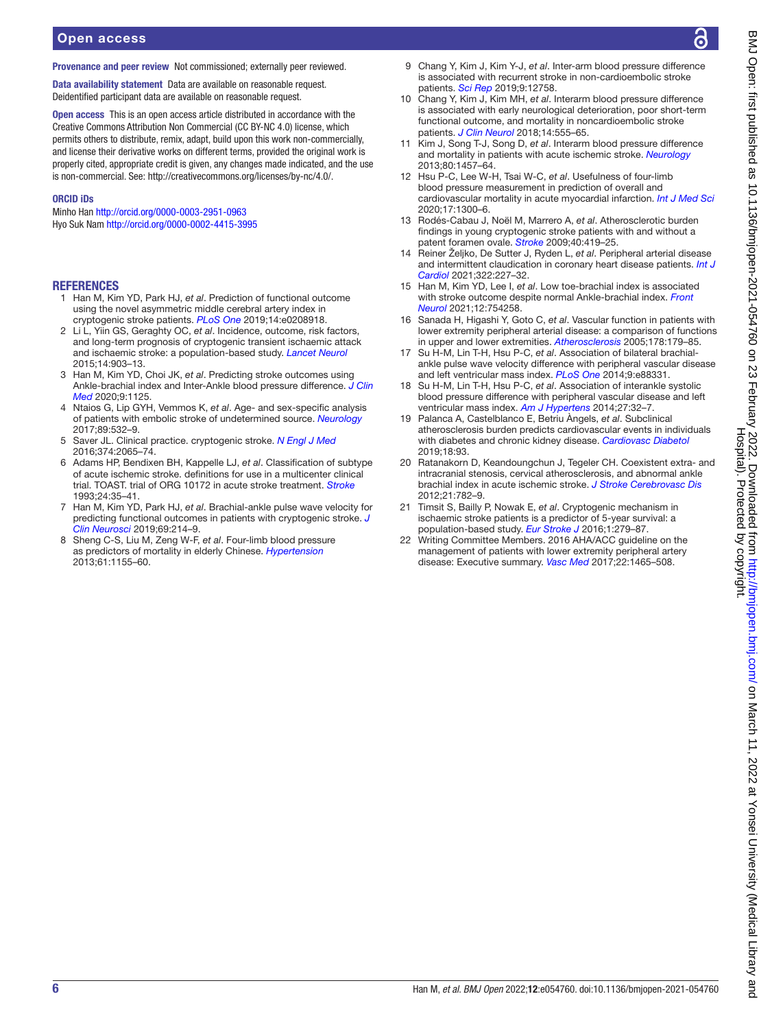**Provenance and peer review** Not commissioned; externally peer reviewed.

**Data availability statement** Data are available on reasonable request. Deidentified participant data are available on reasonable request.

**Open access** This is an open access article distributed in accordance with the Creative Commons Attribution Non Commercial (CC BY-NC 4.0) license, which permits others to distribute, remix, adapt, build upon this work non-commercially, and license their derivative works on different terms, provided the original work is properly cited, appropriate credit is given, any changes made indicated, and the use is non-commercial. See: http://creativecommons.org/licenses/by-nc/4.0/.

#### ORCID iDs

Minho Han http://orcid.org/0000-0003-2951-0963
Hyo Suk Nam http://orcid.org/0000-0002-4415-3995

## REFERENCES

1. Han M, Kim YD, Park HJ, *et al*. Prediction of functional outcome using the novel asymmetric middle cerebral artery index in cryptogenic stroke patients. *PLoS One* 2019;14:e0208918.
2. Li L, Yiin GS, Geraghty OC, *et al*. Incidence, outcome, risk factors, and long-term prognosis of cryptogenic transient ischaemic attack and ischaemic stroke: a population-based study. *Lancet Neurol* 2015;14:903–13.
3. Han M, Kim YD, Choi JK, *et al*. Predicting stroke outcomes using Ankle-brachial index and Inter-Ankle blood pressure difference. *J Clin Med* 2020;9:1125.
4. Ntaios G, Lip GYH, Vemmos K, *et al*. Age- and sex-specific analysis of patients with embolic stroke of undetermined source. *Neurology* 2017;89:532–9.
5. Saver JL. Clinical practice. cryptogenic stroke. *N Engl J Med* 2016;374:2065–74.
6. Adams HP, Bendixen BH, Kappelle LJ, *et al*. Classification of subtype of acute ischemic stroke. definitions for use in a multicenter clinical trial. TOAST. trial of ORG 10172 in acute stroke treatment. *Stroke* 1993;24:35–41.
7. Han M, Kim YD, Park HJ, *et al*. Brachial-ankle pulse wave velocity for predicting functional outcomes in patients with cryptogenic stroke. *J Clin Neurosci* 2019;69:214–9.
8. Sheng C-S, Liu M, Zeng W-F, *et al*. Four-limb blood pressure as predictors of mortality in elderly Chinese. *Hypertension* 2013;61:1155–60.
9. Chang Y, Kim J, Kim Y-J, *et al*. Inter-arm blood pressure difference is associated with recurrent stroke in non-cardioembolic stroke patients. *Sci Rep* 2019;9:12758.
10. Chang Y, Kim J, Kim MH, *et al*. Interarm blood pressure difference is associated with early neurological deterioration, poor short-term functional outcome, and mortality in noncardioembolic stroke patients. *J Clin Neurol* 2018;14:555–65.
11. Kim J, Song T-J, Song D, *et al*. Interarm blood pressure difference and mortality in patients with acute ischemic stroke. *Neurology* 2013;80:1457–64.
12. Hsu P-C, Lee W-H, Tsai W-C, *et al*. Usefulness of four-limb blood pressure measurement in prediction of overall and cardiovascular mortality in acute myocardial infarction. *Int J Med Sci* 2020;17:1300–6.
13. Rodés-Cabau J, Noël M, Marrero A, *et al*. Atherosclerotic burden findings in young cryptogenic stroke patients with and without a patent foramen ovale. *Stroke* 2009;40:419–25.
14. Reiner Željko, De Sutter J, Ryden L, *et al*. Peripheral arterial disease and intermittent claudication in coronary heart disease patients. *Int J Cardiol* 2021;322:227–32.
15. Han M, Kim YD, Lee I, *et al*. Low toe-brachial index is associated with stroke outcome despite normal Ankle-brachial index. *Front Neurol* 2021;12:754258.
16. Sanada H, Higashi Y, Goto C, *et al*. Vascular function in patients with lower extremity peripheral arterial disease: a comparison of functions in upper and lower extremities. *Atherosclerosis* 2005;178:179–85.
17. Su H-M, Lin T-H, Hsu P-C, *et al*. Association of bilateral brachial-ankle pulse wave velocity difference with peripheral vascular disease and left ventricular mass index. *PLoS One* 2014;9:e88331.
18. Su H-M, Lin T-H, Hsu P-C, *et al*. Association of interankle systolic blood pressure difference with peripheral vascular disease and left ventricular mass index. *Am J Hypertens* 2014;27:32–7.
19. Palanca A, Castelblanco E, Betriu Àngels, *et al*. Subclinical atherosclerosis burden predicts cardiovascular events in individuals with diabetes and chronic kidney disease. *Cardiovasc Diabetol* 2019;18:93.
20. Ratanakorn D, Keandoungchun J, Tegeler CH. Coexistent extra- and intracranial stenosis, cervical atherosclerosis, and abnormal ankle brachial index in acute ischemic stroke. *J Stroke Cerebrovasc Dis* 2012;21:782–9.
21. Timsit S, Bailly P, Nowak E, *et al*. Cryptogenic mechanism in ischaemic stroke patients is a predictor of 5-year survival: a population-based study. *Eur Stroke J* 2016;1:279–87.
22. Writing Committee Members. 2016 AHA/ACC guideline on the management of patients with lower extremity peripheral artery disease: Executive summary. *Vasc Med* 2017;22:1465–508.